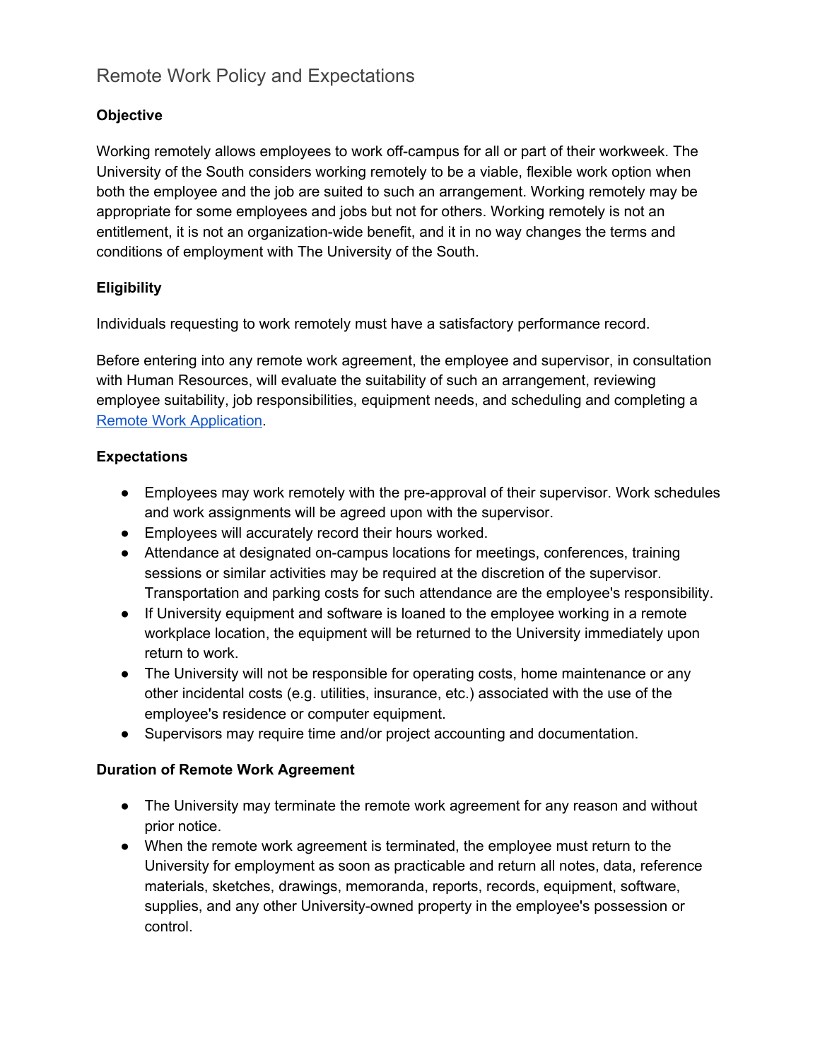# Remote Work Policy and Expectations

## Objective

Working remotely allows employees to work off-campus for all or part of their workweek. The University of the South considers working remotely to be a viable, flexible work option when both the employee and the job are suited to such an arrangement. Working remotely may be appropriate for some employees and jobs but not for others. Working remotely is not an entitlement, it is not an organization-wide benefit, and it in no way changes the terms and conditions of employment with The University of the South.

## Eligibility

Individuals requesting to work remotely must have a satisfactory performance record.

Before entering into any remote work agreement, the employee and supervisor, in consultation with Human Resources, will evaluate the suitability of such an arrangement, reviewing employee suitability, job responsibilities, equipment needs, and scheduling and completing a Remote Work Application.

## Expectations

- Employees may work remotely with the pre-approval of their supervisor. Work schedules and work assignments will be agreed upon with the supervisor.
- Employees will accurately record their hours worked.
- Attendance at designated on-campus locations for meetings, conferences, training sessions or similar activities may be required at the discretion of the supervisor. Transportation and parking costs for such attendance are the employee's responsibility.
- If University equipment and software is loaned to the employee working in a remote workplace location, the equipment will be returned to the University immediately upon return to work.
- The University will not be responsible for operating costs, home maintenance or any other incidental costs (e.g. utilities, insurance, etc.) associated with the use of the employee's residence or computer equipment.
- Supervisors may require time and/or project accounting and documentation.

## Duration of Remote Work Agreement

- The University may terminate the remote work agreement for any reason and without prior notice.
- When the remote work agreement is terminated, the employee must return to the University for employment as soon as practicable and return all notes, data, reference materials, sketches, drawings, memoranda, reports, records, equipment, software, supplies, and any other University-owned property in the employee's possession or control.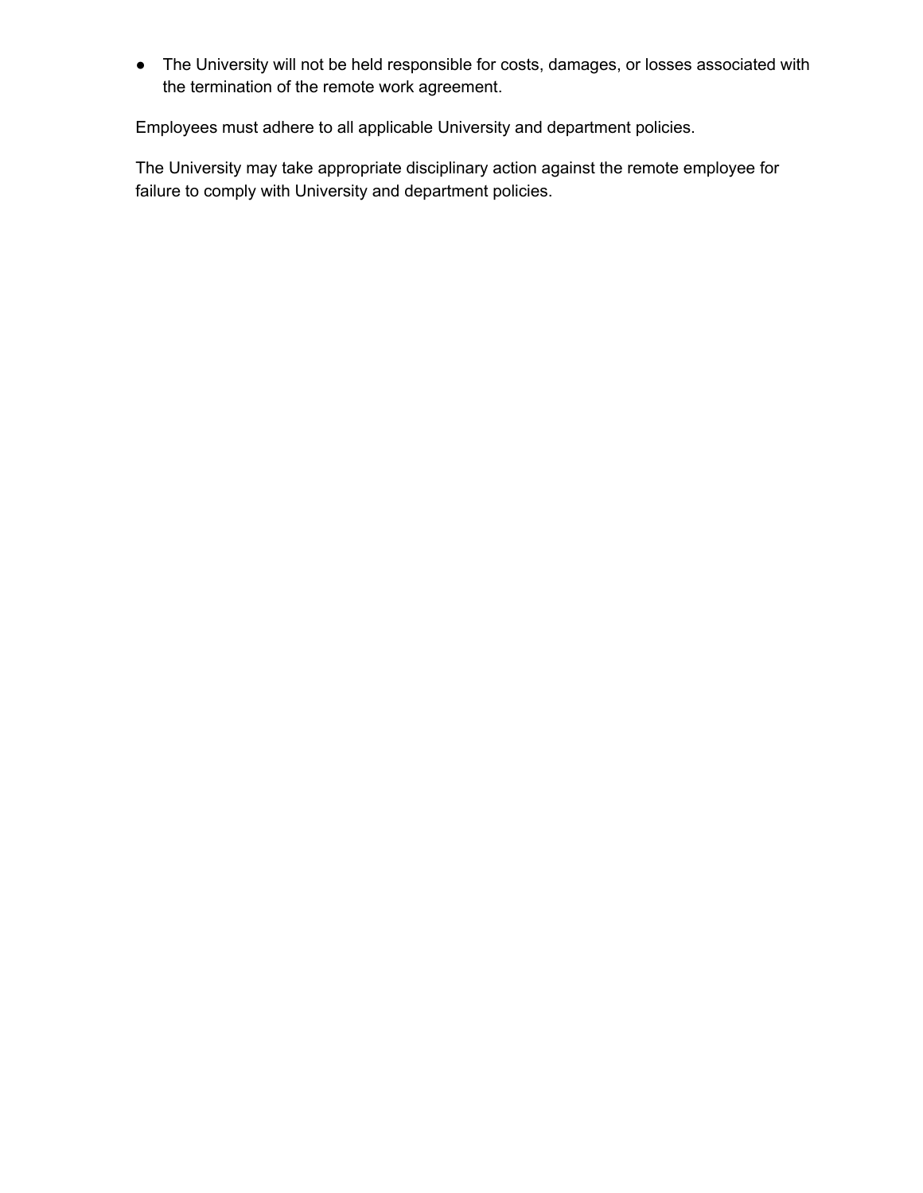- The University will not be held responsible for costs, damages, or losses associated with the termination of the remote work agreement.

Employees must adhere to all applicable University and department policies.

The University may take appropriate disciplinary action against the remote employee for failure to comply with University and department policies.